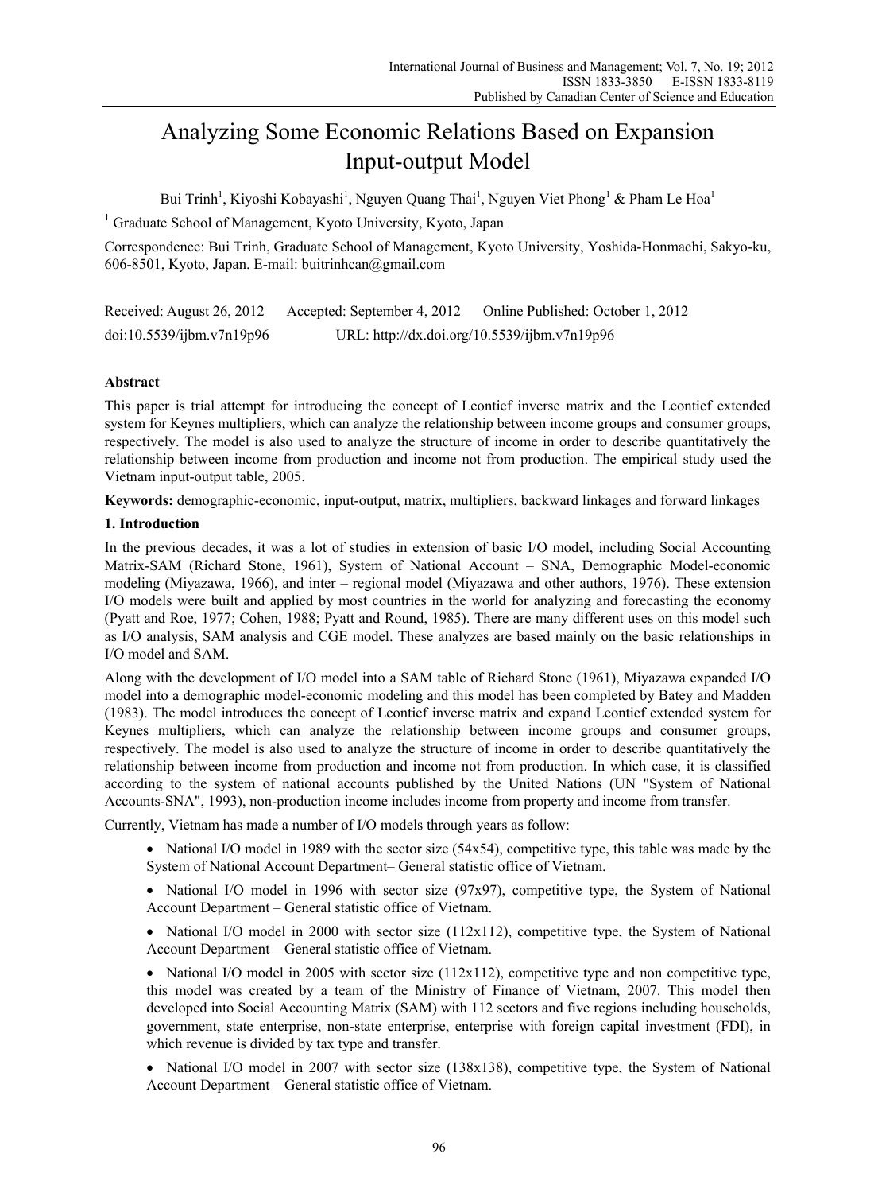# Analyzing Some Economic Relations Based on Expansion Input-output Model

Bui Trinh[1], Kiyoshi Kobayashi[1], Nguyen Quang Thai[1], Nguyen Viet Phong[1] & Pham Le Hoa[1]

[1] Graduate School of Management, Kyoto University, Kyoto, Japan

Correspondence: Bui Trinh, Graduate School of Management, Kyoto University, Yoshida-Honmachi, Sakyo-ku, 606-8501, Kyoto, Japan. E-mail: buitrinhcan@gmail.com

Received: August 26, 2012 Accepted: September 4, 2012 Online Published: October 1, 2012

doi:10.5539/ijbm.v7n19p96 URL: http://dx.doi.org/10.5539/ijbm.v7n19p96

## Abstract

This paper is trial attempt for introducing the concept of Leontief inverse matrix and the Leontief extended system for Keynes multipliers, which can analyze the relationship between income groups and consumer groups, respectively. The model is also used to analyze the structure of income in order to describe quantitatively the relationship between income from production and income not from production. The empirical study used the Vietnam input-output table, 2005.

**Keywords:** demographic-economic, input-output, matrix, multipliers, backward linkages and forward linkages

## 1. Introduction

In the previous decades, it was a lot of studies in extension of basic I/O model, including Social Accounting Matrix-SAM (Richard Stone, 1961), System of National Account – SNA, Demographic Model-economic modeling (Miyazawa, 1966), and inter – regional model (Miyazawa and other authors, 1976). These extension I/O models were built and applied by most countries in the world for analyzing and forecasting the economy (Pyatt and Roe, 1977; Cohen, 1988; Pyatt and Round, 1985). There are many different uses on this model such as I/O analysis, SAM analysis and CGE model. These analyzes are based mainly on the basic relationships in I/O model and SAM.

Along with the development of I/O model into a SAM table of Richard Stone (1961), Miyazawa expanded I/O model into a demographic model-economic modeling and this model has been completed by Batey and Madden (1983). The model introduces the concept of Leontief inverse matrix and expand Leontief extended system for Keynes multipliers, which can analyze the relationship between income groups and consumer groups, respectively. The model is also used to analyze the structure of income in order to describe quantitatively the relationship between income from production and income not from production. In which case, it is classified according to the system of national accounts published by the United Nations (UN "System of National Accounts-SNA", 1993), non-production income includes income from property and income from transfer.

Currently, Vietnam has made a number of I/O models through years as follow:

- National I/O model in 1989 with the sector size (54x54), competitive type, this table was made by the System of National Account Department– General statistic office of Vietnam.
- National I/O model in 1996 with sector size (97x97), competitive type, the System of National Account Department – General statistic office of Vietnam.
- National I/O model in 2000 with sector size (112x112), competitive type, the System of National Account Department – General statistic office of Vietnam.
- National I/O model in 2005 with sector size (112x112), competitive type and non competitive type, this model was created by a team of the Ministry of Finance of Vietnam, 2007. This model then developed into Social Accounting Matrix (SAM) with 112 sectors and five regions including households, government, state enterprise, non-state enterprise, enterprise with foreign capital investment (FDI), in which revenue is divided by tax type and transfer.
- National I/O model in 2007 with sector size (138x138), competitive type, the System of National Account Department – General statistic office of Vietnam.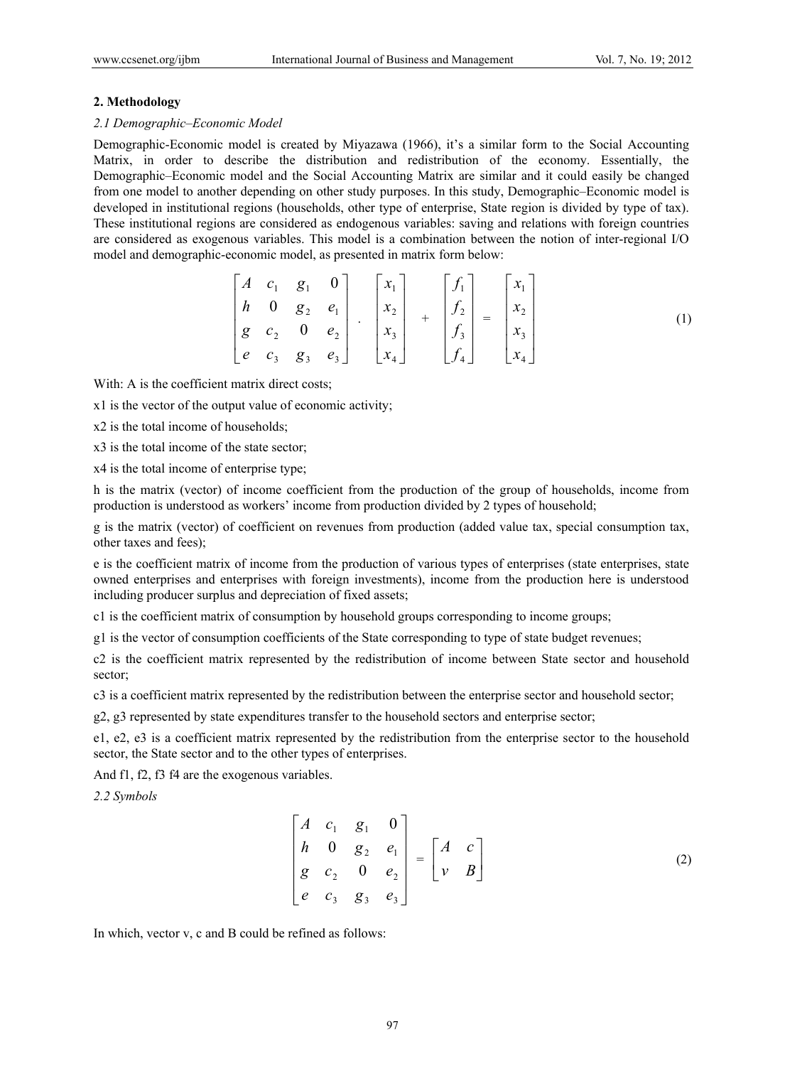## 2. Methodology

### *2.1 Demographic–Economic Model*

Demographic-Economic model is created by Miyazawa (1966), it's a similar form to the Social Accounting Matrix, in order to describe the distribution and redistribution of the economy. Essentially, the Demographic–Economic model and the Social Accounting Matrix are similar and it could easily be changed from one model to another depending on other study purposes. In this study, Demographic–Economic model is developed in institutional regions (households, other type of enterprise, State region is divided by type of tax). These institutional regions are considered as endogenous variables: saving and relations with foreign countries are considered as exogenous variables. This model is a combination between the notion of inter-regional I/O model and demographic-economic model, as presented in matrix form below:

$$\begin{bmatrix} A & c_1 & g_1 & 0 \\ h & 0 & g_2 & e_1 \\ g & c_2 & 0 & e_2 \\ e & c_3 & g_3 & e_3 \end{bmatrix} \cdot \begin{bmatrix} x_1 \\ x_2 \\ x_3 \\ x_4 \end{bmatrix} + \begin{bmatrix} f_1 \\ f_2 \\ f_3 \\ f_4 \end{bmatrix} = \begin{bmatrix} x_1 \\ x_2 \\ x_3 \\ x_4 \end{bmatrix} \tag{1}$$

With: A is the coefficient matrix direct costs;

x1 is the vector of the output value of economic activity;

x2 is the total income of households;

x3 is the total income of the state sector;

x4 is the total income of enterprise type;

h is the matrix (vector) of income coefficient from the production of the group of households, income from production is understood as workers' income from production divided by 2 types of household;

g is the matrix (vector) of coefficient on revenues from production (added value tax, special consumption tax, other taxes and fees);

e is the coefficient matrix of income from the production of various types of enterprises (state enterprises, state owned enterprises and enterprises with foreign investments), income from the production here is understood including producer surplus and depreciation of fixed assets;

c1 is the coefficient matrix of consumption by household groups corresponding to income groups;

g1 is the vector of consumption coefficients of the State corresponding to type of state budget revenues;

c2 is the coefficient matrix represented by the redistribution of income between State sector and household sector;

c3 is a coefficient matrix represented by the redistribution between the enterprise sector and household sector;

g2, g3 represented by state expenditures transfer to the household sectors and enterprise sector;

e1, e2, e3 is a coefficient matrix represented by the redistribution from the enterprise sector to the household sector, the State sector and to the other types of enterprises.

And f1, f2, f3 f4 are the exogenous variables.

### *2.2 Symbols*

$$\begin{bmatrix} A & c_1 & g_1 & 0 \\ h & 0 & g_2 & e_1 \\ g & c_2 & 0 & e_2 \\ e & c_3 & g_3 & e_3 \end{bmatrix} = \begin{bmatrix} A & c \\ v & B \end{bmatrix} \tag{2}$$

In which, vector v, c and B could be refined as follows: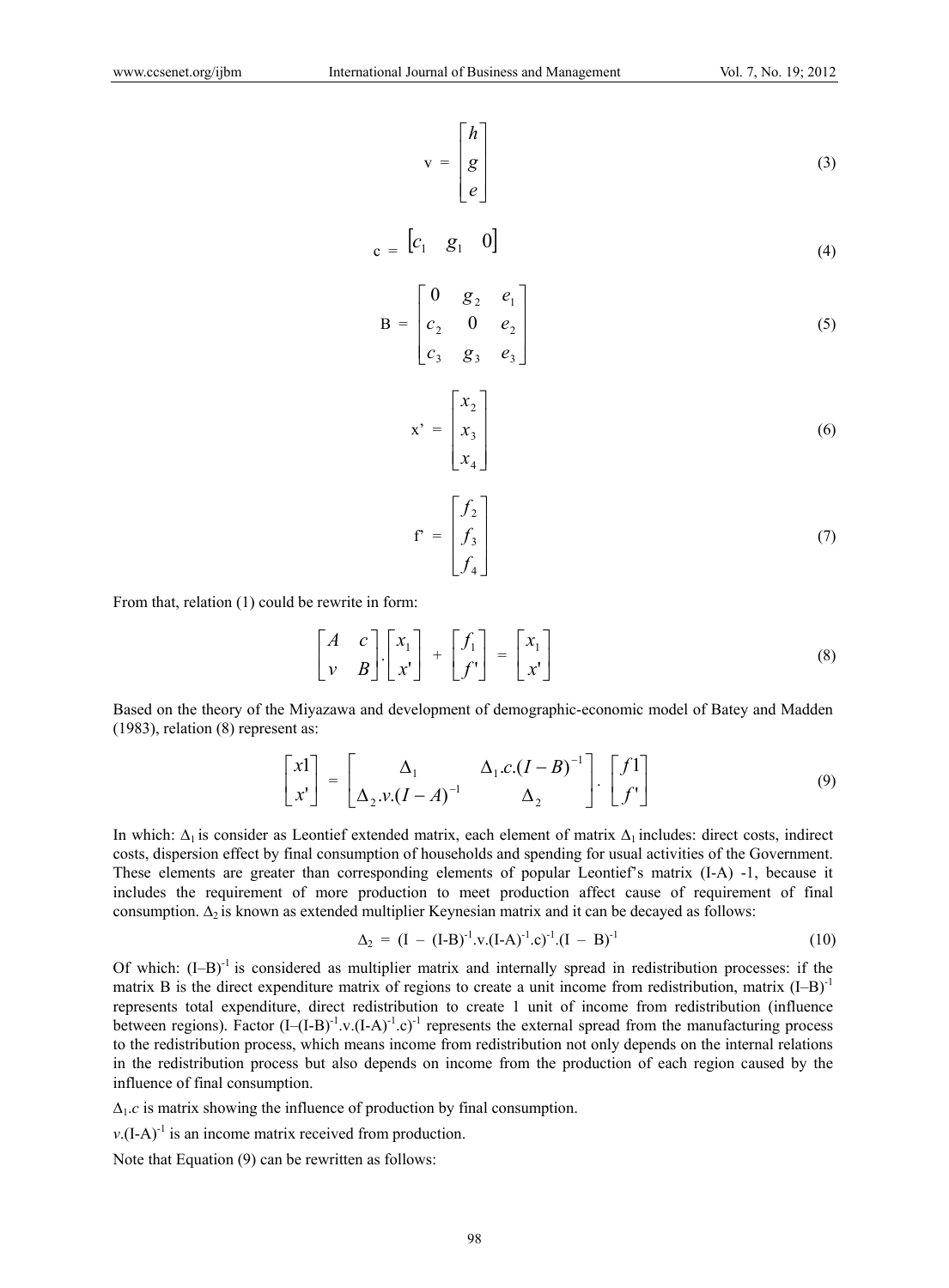$$\mathrm{v} = \begin{bmatrix} h \\ g \\ e \end{bmatrix} \tag{3}$$

$$\mathrm{c} = \begin{bmatrix} c_1 & g_1 & 0 \end{bmatrix} \tag{4}$$

$$\mathrm{B} = \begin{bmatrix} 0 & g_2 & e_1 \\ c_2 & 0 & e_2 \\ c_3 & g_3 & e_3 \end{bmatrix} \tag{5}$$

$$\mathrm{x'} = \begin{bmatrix} x_2 \\ x_3 \\ x_4 \end{bmatrix} \tag{6}$$

$$\mathrm{f'} = \begin{bmatrix} f_2 \\ f_3 \\ f_4 \end{bmatrix} \tag{7}$$

From that, relation (1) could be rewrite in form:

$$\begin{bmatrix} A & c \\ v & B \end{bmatrix} . \begin{bmatrix} x_1 \\ x' \end{bmatrix} + \begin{bmatrix} f_1 \\ f' \end{bmatrix} = \begin{bmatrix} x_1 \\ x' \end{bmatrix} \tag{8}$$

Based on the theory of the Miyazawa and development of demographic-economic model of Batey and Madden (1983), relation (8) represent as:

$$\begin{bmatrix} x1 \\ x' \end{bmatrix} = \begin{bmatrix} \Delta_1 & \Delta_1.c.(I-B)^{-1} \\ \Delta_2.v.(I-A)^{-1} & \Delta_2 \end{bmatrix} . \begin{bmatrix} f1 \\ f' \end{bmatrix} \tag{9}$$

In which: $\Delta_1$ is consider as Leontief extended matrix, each element of matrix $\Delta_1$ includes: direct costs, indirect costs, dispersion effect by final consumption of households and spending for usual activities of the Government. These elements are greater than corresponding elements of popular Leontief's matrix (I-A) -1, because it includes the requirement of more production to meet production affect cause of requirement of final consumption. $\Delta_2$ is known as extended multiplier Keynesian matrix and it can be decayed as follows:

$$\Delta_2 = (I - (I\text{-}B)^{-1}.v.(I\text{-}A)^{-1}.c)^{-1}.(I - B)^{-1} \tag{10}$$

Of which: $(I–B)^{-1}$ is considered as multiplier matrix and internally spread in redistribution processes: if the matrix B is the direct expenditure matrix of regions to create a unit income from redistribution, matrix $(I–B)^{-1}$ represents total expenditure, direct redistribution to create 1 unit of income from redistribution (influence between regions). Factor $(I–(I\text{-}B)^{-1}.v.(I\text{-}A)^{-1}.c)^{-1}$ represents the external spread from the manufacturing process to the redistribution process, which means income from redistribution not only depends on the internal relations in the redistribution process but also depends on income from the production of each region caused by the influence of final consumption.

$\Delta_1.c$ is matrix showing the influence of production by final consumption.

$v.(I\text{-}A)^{-1}$ is an income matrix received from production.

Note that Equation (9) can be rewritten as follows: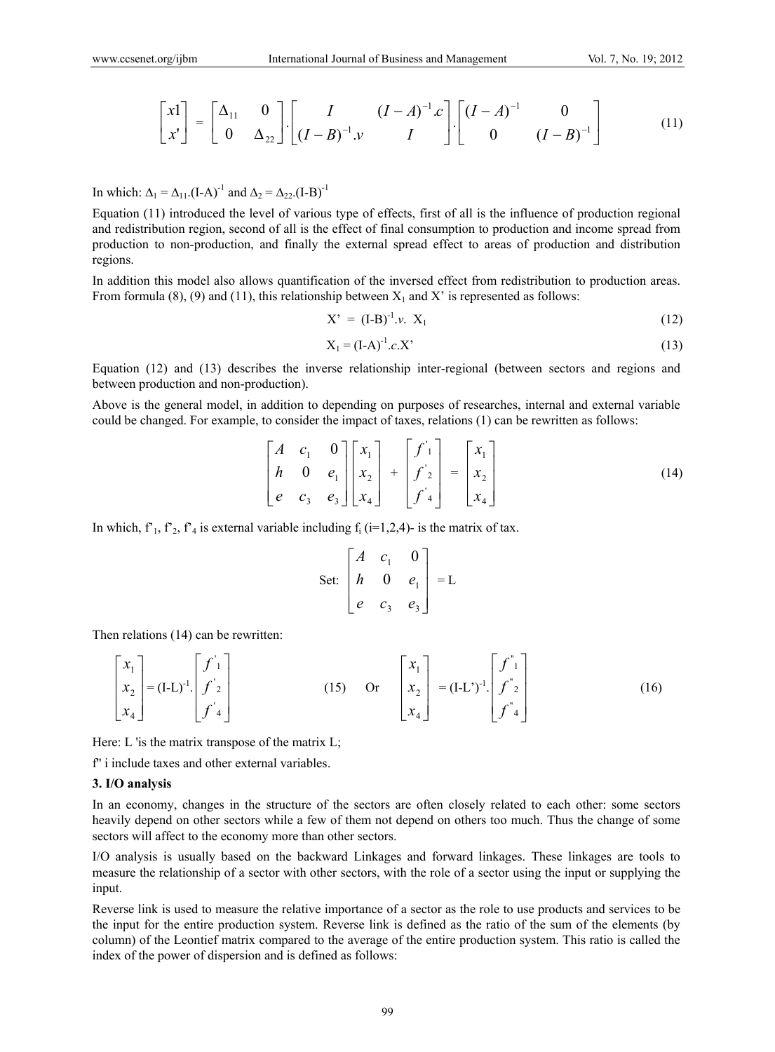$$\begin{bmatrix} x1 \\ x' \end{bmatrix} = \begin{bmatrix} \Delta_{11} & 0 \\ 0 & \Delta_{22} \end{bmatrix} . \begin{bmatrix} I & (I-A)^{-1}.c \\ (I-B)^{-1}.v & I \end{bmatrix} . \begin{bmatrix} (I-A)^{-1} & 0 \\ 0 & (I-B)^{-1} \end{bmatrix} \tag{11}$$

In which: $\Delta_1 = \Delta_{11}.(I-A)^{-1}$ and $\Delta_2 = \Delta_{22}.(I-B)^{-1}$

Equation (11) introduced the level of various type of effects, first of all is the influence of production regional and redistribution region, second of all is the effect of final consumption to production and income spread from production to non-production, and finally the external spread effect to areas of production and distribution regions.

In addition this model also allows quantification of the inversed effect from redistribution to production areas. From formula (8), (9) and (11), this relationship between $X_1$ and X' is represented as follows:

$$X' = (I-B)^{-1}.v.\ X_1 \tag{12}$$

$$X_1 = (I-A)^{-1}.c.X' \tag{13}$$

Equation (12) and (13) describes the inverse relationship inter-regional (between sectors and regions and between production and non-production).

Above is the general model, in addition to depending on purposes of researches, internal and external variable could be changed. For example, to consider the impact of taxes, relations (1) can be rewritten as follows:

$$\begin{bmatrix} A & c_1 & 0 \\ h & 0 & e_1 \\ e & c_3 & e_3 \end{bmatrix} \begin{bmatrix} x_1 \\ x_2 \\ x_4 \end{bmatrix} + \begin{bmatrix} f'_1 \\ f'_2 \\ f'_4 \end{bmatrix} = \begin{bmatrix} x_1 \\ x_2 \\ x_4 \end{bmatrix} \tag{14}$$

In which, $f'_1$, $f'_2$, $f'_4$ is external variable including $f_i$ (i=1,2,4)- is the matrix of tax.

$$\text{Set: } \begin{bmatrix} A & c_1 & 0 \\ h & 0 & e_1 \\ e & c_3 & e_3 \end{bmatrix} = L$$

Then relations (14) can be rewritten:

$$\begin{bmatrix} x_1 \\ x_2 \\ x_4 \end{bmatrix} = (I-L)^{-1}. \begin{bmatrix} f'_1 \\ f'_2 \\ f'_4 \end{bmatrix} \tag{15}$$

Or

$$\begin{bmatrix} x_1 \\ x_2 \\ x_4 \end{bmatrix} = (I-L')^{-1}. \begin{bmatrix} f''_1 \\ f''_2 \\ f''_4 \end{bmatrix} \tag{16}$$

Here: L 'is the matrix transpose of the matrix L;

f'' i include taxes and other external variables.

### 3. I/O analysis

In an economy, changes in the structure of the sectors are often closely related to each other: some sectors heavily depend on other sectors while a few of them not depend on others too much. Thus the change of some sectors will affect to the economy more than other sectors.

I/O analysis is usually based on the backward Linkages and forward linkages. These linkages are tools to measure the relationship of a sector with other sectors, with the role of a sector using the input or supplying the input.

Reverse link is used to measure the relative importance of a sector as the role to use products and services to be the input for the entire production system. Reverse link is defined as the ratio of the sum of the elements (by column) of the Leontief matrix compared to the average of the entire production system. This ratio is called the index of the power of dispersion and is defined as follows: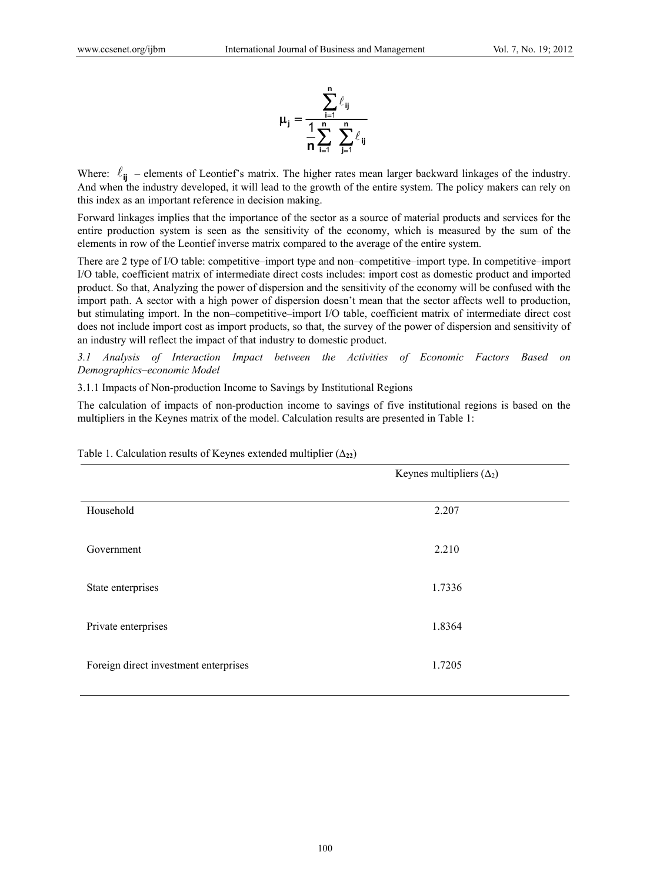$$\mu_j = \frac{\sum_{i=1}^{n} \ell_{ij}}{\frac{1}{n}\sum_{i=1}^{n}\sum_{j=1}^{n} \ell_{ij}}$$

Where: $\ell_{ij}$ – elements of Leontief's matrix. The higher rates mean larger backward linkages of the industry. And when the industry developed, it will lead to the growth of the entire system. The policy makers can rely on this index as an important reference in decision making.

Forward linkages implies that the importance of the sector as a source of material products and services for the entire production system is seen as the sensitivity of the economy, which is measured by the sum of the elements in row of the Leontief inverse matrix compared to the average of the entire system.

There are 2 type of I/O table: competitive–import type and non–competitive–import type. In competitive–import I/O table, coefficient matrix of intermediate direct costs includes: import cost as domestic product and imported product. So that, Analyzing the power of dispersion and the sensitivity of the economy will be confused with the import path. A sector with a high power of dispersion doesn't mean that the sector affects well to production, but stimulating import. In the non–competitive–import I/O table, coefficient matrix of intermediate direct cost does not include import cost as import products, so that, the survey of the power of dispersion and sensitivity of an industry will reflect the impact of that industry to domestic product.

### *3.1 Analysis of Interaction Impact between the Activities of Economic Factors Based on Demographics–economic Model*

#### 3.1.1 Impacts of Non-production Income to Savings by Institutional Regions

The calculation of impacts of non-production income to savings of five institutional regions is based on the multipliers in the Keynes matrix of the model. Calculation results are presented in Table 1:

Table 1. Calculation results of Keynes extended multiplier ($\Delta_{22}$)

| | Keynes multipliers ($\Delta_2$) |
|---|---|
| Household | 2.207 |
| Government | 2.210 |
| State enterprises | 1.7336 |
| Private enterprises | 1.8364 |
| Foreign direct investment enterprises | 1.7205 |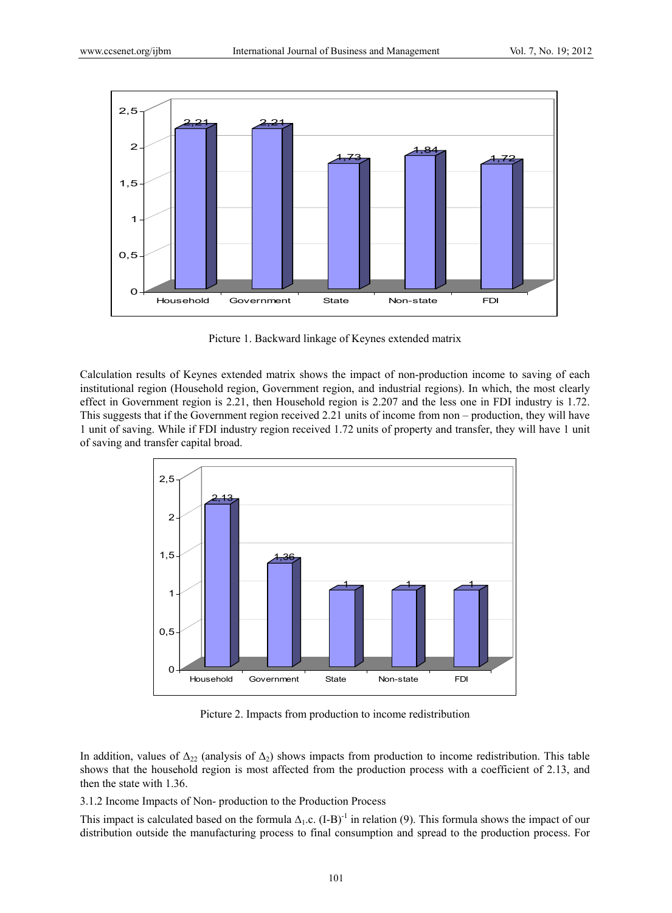Picture 1. Backward linkage of Keynes extended matrix

Calculation results of Keynes extended matrix shows the impact of non-production income to saving of each institutional region (Household region, Government region, and industrial regions). In which, the most clearly effect in Government region is 2.21, then Household region is 2.207 and the less one in FDI industry is 1.72. This suggests that if the Government region received 2.21 units of income from non – production, they will have 1 unit of saving. While if FDI industry region received 1.72 units of property and transfer, they will have 1 unit of saving and transfer capital broad.

Picture 2. Impacts from production to income redistribution

In addition, values of $\Delta_{22}$ (analysis of $\Delta_2$) shows impacts from production to income redistribution. This table shows that the household region is most affected from the production process with a coefficient of 2.13, and then the state with 1.36.

3.1.2 Income Impacts of Non- production to the Production Process

This impact is calculated based on the formula $\Delta_1.c.\ (I\text{-}B)^{-1}$ in relation (9). This formula shows the impact of our distribution outside the manufacturing process to final consumption and spread to the production process. For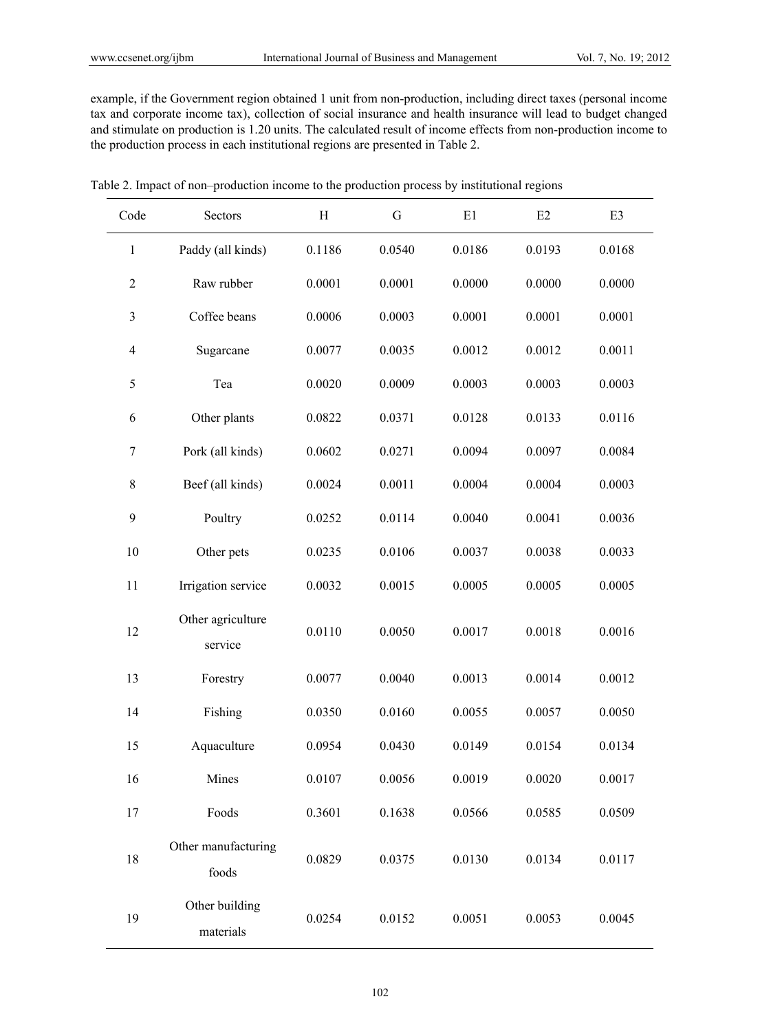example, if the Government region obtained 1 unit from non-production, including direct taxes (personal income tax and corporate income tax), collection of social insurance and health insurance will lead to budget changed and stimulate on production is 1.20 units. The calculated result of income effects from non-production income to the production process in each institutional regions are presented in Table 2.

Table 2. Impact of non–production income to the production process by institutional regions

| Code | Sectors | H | G | E1 | E2 | E3 |
|---|---|---|---|---|---|---|
| 1 | Paddy (all kinds) | 0.1186 | 0.0540 | 0.0186 | 0.0193 | 0.0168 |
| 2 | Raw rubber | 0.0001 | 0.0001 | 0.0000 | 0.0000 | 0.0000 |
| 3 | Coffee beans | 0.0006 | 0.0003 | 0.0001 | 0.0001 | 0.0001 |
| 4 | Sugarcane | 0.0077 | 0.0035 | 0.0012 | 0.0012 | 0.0011 |
| 5 | Tea | 0.0020 | 0.0009 | 0.0003 | 0.0003 | 0.0003 |
| 6 | Other plants | 0.0822 | 0.0371 | 0.0128 | 0.0133 | 0.0116 |
| 7 | Pork (all kinds) | 0.0602 | 0.0271 | 0.0094 | 0.0097 | 0.0084 |
| 8 | Beef (all kinds) | 0.0024 | 0.0011 | 0.0004 | 0.0004 | 0.0003 |
| 9 | Poultry | 0.0252 | 0.0114 | 0.0040 | 0.0041 | 0.0036 |
| 10 | Other pets | 0.0235 | 0.0106 | 0.0037 | 0.0038 | 0.0033 |
| 11 | Irrigation service | 0.0032 | 0.0015 | 0.0005 | 0.0005 | 0.0005 |
| 12 | Other agriculture service | 0.0110 | 0.0050 | 0.0017 | 0.0018 | 0.0016 |
| 13 | Forestry | 0.0077 | 0.0040 | 0.0013 | 0.0014 | 0.0012 |
| 14 | Fishing | 0.0350 | 0.0160 | 0.0055 | 0.0057 | 0.0050 |
| 15 | Aquaculture | 0.0954 | 0.0430 | 0.0149 | 0.0154 | 0.0134 |
| 16 | Mines | 0.0107 | 0.0056 | 0.0019 | 0.0020 | 0.0017 |
| 17 | Foods | 0.3601 | 0.1638 | 0.0566 | 0.0585 | 0.0509 |
| 18 | Other manufacturing foods | 0.0829 | 0.0375 | 0.0130 | 0.0134 | 0.0117 |
| 19 | Other building materials | 0.0254 | 0.0152 | 0.0051 | 0.0053 | 0.0045 |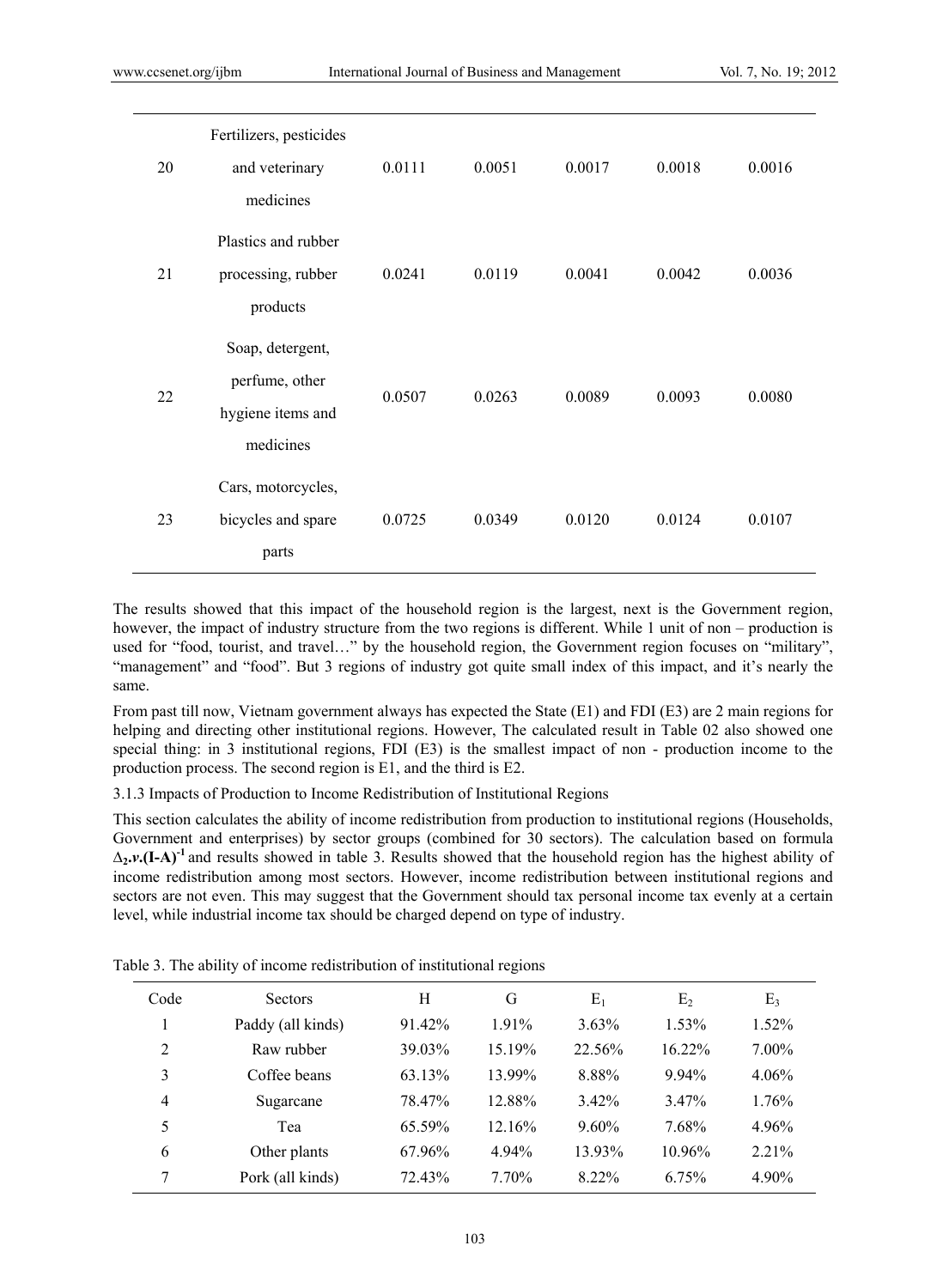| | | | | | | |
|---|---|---|---|---|---|---|
| 20 | Fertilizers, pesticides and veterinary medicines | 0.0111 | 0.0051 | 0.0017 | 0.0018 | 0.0016 |
| 21 | Plastics and rubber processing, rubber products | 0.0241 | 0.0119 | 0.0041 | 0.0042 | 0.0036 |
| 22 | Soap, detergent, perfume, other hygiene items and medicines | 0.0507 | 0.0263 | 0.0089 | 0.0093 | 0.0080 |
| 23 | Cars, motorcycles, bicycles and spare parts | 0.0725 | 0.0349 | 0.0120 | 0.0124 | 0.0107 |

The results showed that this impact of the household region is the largest, next is the Government region, however, the impact of industry structure from the two regions is different. While 1 unit of non – production is used for "food, tourist, and travel…" by the household region, the Government region focuses on "military", "management" and "food". But 3 regions of industry got quite small index of this impact, and it's nearly the same.

From past till now, Vietnam government always has expected the State (E1) and FDI (E3) are 2 main regions for helping and directing other institutional regions. However, The calculated result in Table 02 also showed one special thing: in 3 institutional regions, FDI (E3) is the smallest impact of non - production income to the production process. The second region is E1, and the third is E2.

### 3.1.3 Impacts of Production to Income Redistribution of Institutional Regions

This section calculates the ability of income redistribution from production to institutional regions (Households, Government and enterprises) by sector groups (combined for 30 sectors). The calculation based on formula $\Delta_2.v.(I-A)^{-1}$ and results showed in table 3. Results showed that the household region has the highest ability of income redistribution among most sectors. However, income redistribution between institutional regions and sectors are not even. This may suggest that the Government should tax personal income tax evenly at a certain level, while industrial income tax should be charged depend on type of industry.

Table 3. The ability of income redistribution of institutional regions

| Code | Sectors | H | G | $E_1$ | $E_2$ | $E_3$ |
|---|---|---|---|---|---|---|
| 1 | Paddy (all kinds) | 91.42% | 1.91% | 3.63% | 1.53% | 1.52% |
| 2 | Raw rubber | 39.03% | 15.19% | 22.56% | 16.22% | 7.00% |
| 3 | Coffee beans | 63.13% | 13.99% | 8.88% | 9.94% | 4.06% |
| 4 | Sugarcane | 78.47% | 12.88% | 3.42% | 3.47% | 1.76% |
| 5 | Tea | 65.59% | 12.16% | 9.60% | 7.68% | 4.96% |
| 6 | Other plants | 67.96% | 4.94% | 13.93% | 10.96% | 2.21% |
| 7 | Pork (all kinds) | 72.43% | 7.70% | 8.22% | 6.75% | 4.90% |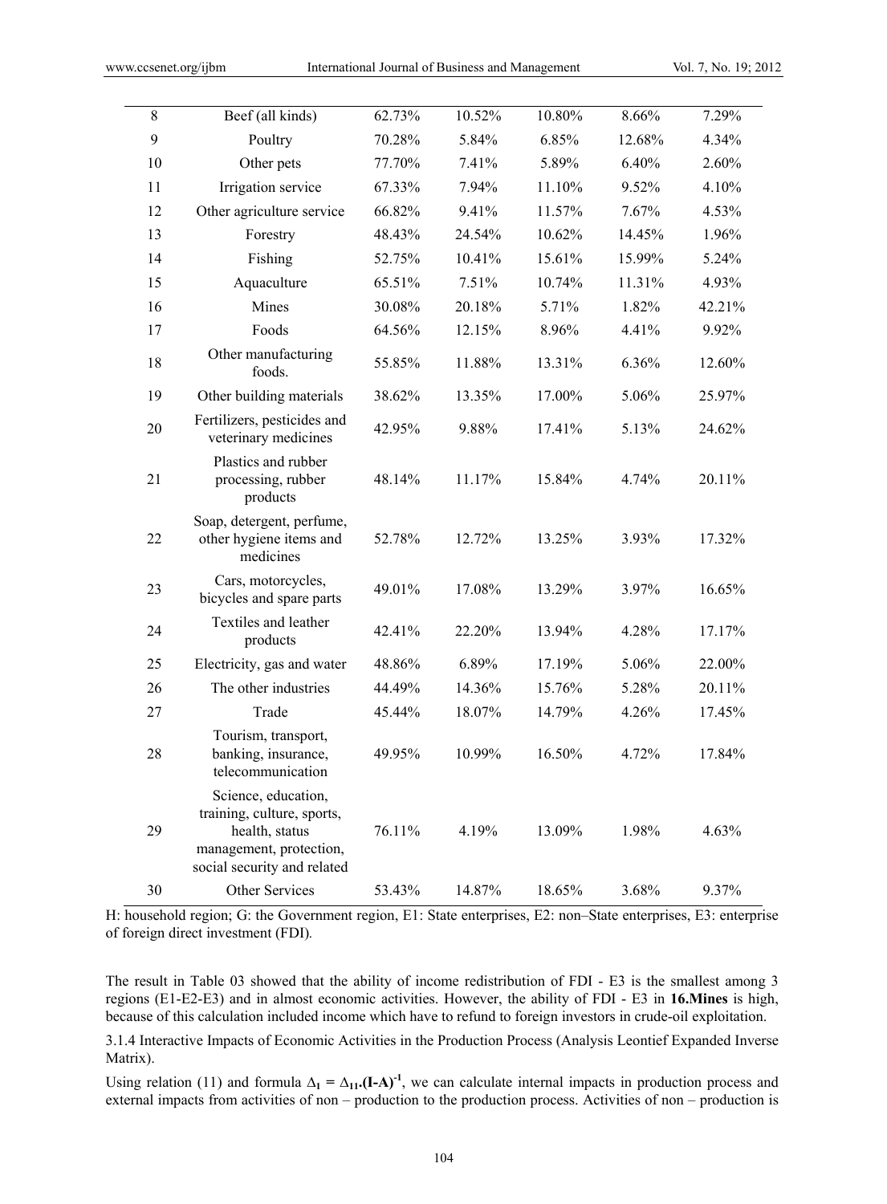| 8 | Beef (all kinds) | 62.73% | 10.52% | 10.80% | 8.66% | 7.29% |
|---|---|---|---|---|---|---|
| 9 | Poultry | 70.28% | 5.84% | 6.85% | 12.68% | 4.34% |
| 10 | Other pets | 77.70% | 7.41% | 5.89% | 6.40% | 2.60% |
| 11 | Irrigation service | 67.33% | 7.94% | 11.10% | 9.52% | 4.10% |
| 12 | Other agriculture service | 66.82% | 9.41% | 11.57% | 7.67% | 4.53% |
| 13 | Forestry | 48.43% | 24.54% | 10.62% | 14.45% | 1.96% |
| 14 | Fishing | 52.75% | 10.41% | 15.61% | 15.99% | 5.24% |
| 15 | Aquaculture | 65.51% | 7.51% | 10.74% | 11.31% | 4.93% |
| 16 | Mines | 30.08% | 20.18% | 5.71% | 1.82% | 42.21% |
| 17 | Foods | 64.56% | 12.15% | 8.96% | 4.41% | 9.92% |
| 18 | Other manufacturing foods. | 55.85% | 11.88% | 13.31% | 6.36% | 12.60% |
| 19 | Other building materials | 38.62% | 13.35% | 17.00% | 5.06% | 25.97% |
| 20 | Fertilizers, pesticides and veterinary medicines | 42.95% | 9.88% | 17.41% | 5.13% | 24.62% |
| 21 | Plastics and rubber processing, rubber products | 48.14% | 11.17% | 15.84% | 4.74% | 20.11% |
| 22 | Soap, detergent, perfume, other hygiene items and medicines | 52.78% | 12.72% | 13.25% | 3.93% | 17.32% |
| 23 | Cars, motorcycles, bicycles and spare parts | 49.01% | 17.08% | 13.29% | 3.97% | 16.65% |
| 24 | Textiles and leather products | 42.41% | 22.20% | 13.94% | 4.28% | 17.17% |
| 25 | Electricity, gas and water | 48.86% | 6.89% | 17.19% | 5.06% | 22.00% |
| 26 | The other industries | 44.49% | 14.36% | 15.76% | 5.28% | 20.11% |
| 27 | Trade | 45.44% | 18.07% | 14.79% | 4.26% | 17.45% |
| 28 | Tourism, transport, banking, insurance, telecommunication | 49.95% | 10.99% | 16.50% | 4.72% | 17.84% |
| 29 | Science, education, training, culture, sports, health, status management, protection, social security and related | 76.11% | 4.19% | 13.09% | 1.98% | 4.63% |
| 30 | Other Services | 53.43% | 14.87% | 18.65% | 3.68% | 9.37% |

H: household region; G: the Government region, E1: State enterprises, E2: non–State enterprises, E3: enterprise of foreign direct investment (FDI).

The result in Table 03 showed that the ability of income redistribution of FDI - E3 is the smallest among 3 regions (E1-E2-E3) and in almost economic activities. However, the ability of FDI - E3 in **16.Mines** is high, because of this calculation included income which have to refund to foreign investors in crude-oil exploitation.

3.1.4 Interactive Impacts of Economic Activities in the Production Process (Analysis Leontief Expanded Inverse Matrix).

Using relation (11) and formula $\Delta_1 = \Delta_{11}.(I-A)^{-1}$, we can calculate internal impacts in production process and external impacts from activities of non – production to the production process. Activities of non – production is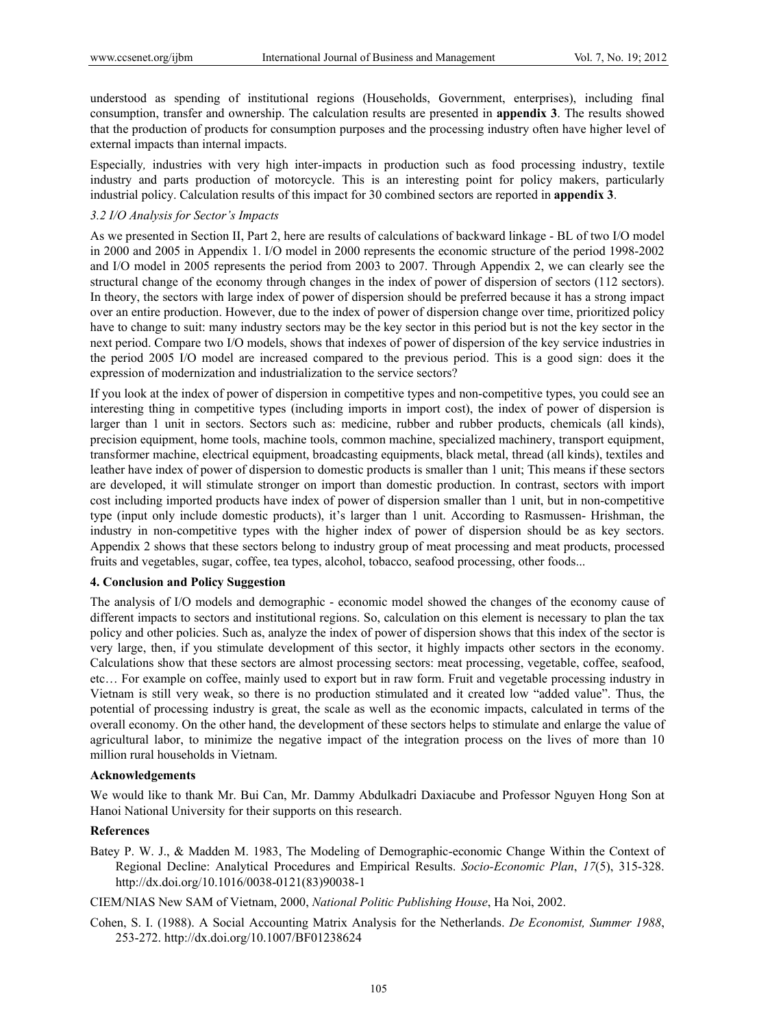understood as spending of institutional regions (Households, Government, enterprises), including final consumption, transfer and ownership. The calculation results are presented in **appendix 3**. The results showed that the production of products for consumption purposes and the processing industry often have higher level of external impacts than internal impacts.

Especially*,* industries with very high inter-impacts in production such as food processing industry, textile industry and parts production of motorcycle. This is an interesting point for policy makers, particularly industrial policy. Calculation results of this impact for 30 combined sectors are reported in **appendix 3**.

### *3.2 I/O Analysis for Sector's Impacts*

As we presented in Section II, Part 2, here are results of calculations of backward linkage - BL of two I/O model in 2000 and 2005 in Appendix 1. I/O model in 2000 represents the economic structure of the period 1998-2002 and I/O model in 2005 represents the period from 2003 to 2007. Through Appendix 2, we can clearly see the structural change of the economy through changes in the index of power of dispersion of sectors (112 sectors). In theory, the sectors with large index of power of dispersion should be preferred because it has a strong impact over an entire production. However, due to the index of power of dispersion change over time, prioritized policy have to change to suit: many industry sectors may be the key sector in this period but is not the key sector in the next period. Compare two I/O models, shows that indexes of power of dispersion of the key service industries in the period 2005 I/O model are increased compared to the previous period. This is a good sign: does it the expression of modernization and industrialization to the service sectors?

If you look at the index of power of dispersion in competitive types and non-competitive types, you could see an interesting thing in competitive types (including imports in import cost), the index of power of dispersion is larger than 1 unit in sectors. Sectors such as: medicine, rubber and rubber products, chemicals (all kinds), precision equipment, home tools, machine tools, common machine, specialized machinery, transport equipment, transformer machine, electrical equipment, broadcasting equipments, black metal, thread (all kinds), textiles and leather have index of power of dispersion to domestic products is smaller than 1 unit; This means if these sectors are developed, it will stimulate stronger on import than domestic production. In contrast, sectors with import cost including imported products have index of power of dispersion smaller than 1 unit, but in non-competitive type (input only include domestic products), it's larger than 1 unit. According to Rasmussen- Hrishman, the industry in non-competitive types with the higher index of power of dispersion should be as key sectors. Appendix 2 shows that these sectors belong to industry group of meat processing and meat products, processed fruits and vegetables, sugar, coffee, tea types, alcohol, tobacco, seafood processing, other foods...

## 4. Conclusion and Policy Suggestion

The analysis of I/O models and demographic - economic model showed the changes of the economy cause of different impacts to sectors and institutional regions. So, calculation on this element is necessary to plan the tax policy and other policies. Such as, analyze the index of power of dispersion shows that this index of the sector is very large, then, if you stimulate development of this sector, it highly impacts other sectors in the economy. Calculations show that these sectors are almost processing sectors: meat processing, vegetable, coffee, seafood, etc… For example on coffee, mainly used to export but in raw form. Fruit and vegetable processing industry in Vietnam is still very weak, so there is no production stimulated and it created low "added value". Thus, the potential of processing industry is great, the scale as well as the economic impacts, calculated in terms of the overall economy. On the other hand, the development of these sectors helps to stimulate and enlarge the value of agricultural labor, to minimize the negative impact of the integration process on the lives of more than 10 million rural households in Vietnam.

## Acknowledgements

We would like to thank Mr. Bui Can, Mr. Dammy Abdulkadri Daxiacube and Professor Nguyen Hong Son at Hanoi National University for their supports on this research.

## References

Batey P. W. J., & Madden M. 1983, The Modeling of Demographic-economic Change Within the Context of Regional Decline: Analytical Procedures and Empirical Results. *Socio-Economic Plan*, *17*(5), 315-328. http://dx.doi.org/10.1016/0038-0121(83)90038-1

CIEM/NIAS New SAM of Vietnam, 2000, *National Politic Publishing House*, Ha Noi, 2002.

Cohen, S. I. (1988). A Social Accounting Matrix Analysis for the Netherlands. *De Economist, Summer 1988*, 253-272. http://dx.doi.org/10.1007/BF01238624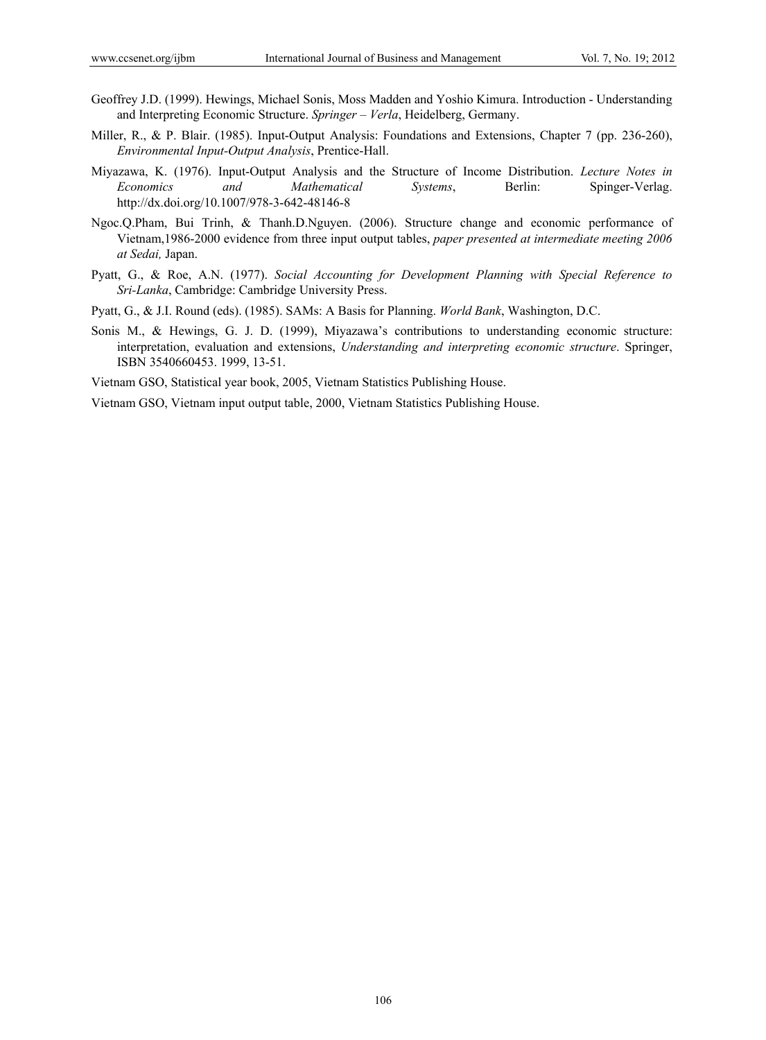Geoffrey J.D. (1999). Hewings, Michael Sonis, Moss Madden and Yoshio Kimura. Introduction - Understanding and Interpreting Economic Structure. *Springer – Verla*, Heidelberg, Germany.

Miller, R., & P. Blair. (1985). Input-Output Analysis: Foundations and Extensions, Chapter 7 (pp. 236-260), *Environmental Input-Output Analysis*, Prentice-Hall.

Miyazawa, K. (1976). Input-Output Analysis and the Structure of Income Distribution. *Lecture Notes in Economics and Mathematical Systems*, Berlin: Spinger-Verlag. http://dx.doi.org/10.1007/978-3-642-48146-8

Ngoc.Q.Pham, Bui Trinh, & Thanh.D.Nguyen. (2006). Structure change and economic performance of Vietnam,1986-2000 evidence from three input output tables, *paper presented at intermediate meeting 2006 at Sedai,* Japan.

Pyatt, G., & Roe, A.N. (1977). *Social Accounting for Development Planning with Special Reference to Sri-Lanka*, Cambridge: Cambridge University Press.

Pyatt, G., & J.I. Round (eds). (1985). SAMs: A Basis for Planning. *World Bank*, Washington, D.C.

Sonis M., & Hewings, G. J. D. (1999), Miyazawa's contributions to understanding economic structure: interpretation, evaluation and extensions, *Understanding and interpreting economic structure*. Springer, ISBN 3540660453. 1999, 13-51.

Vietnam GSO, Statistical year book, 2005, Vietnam Statistics Publishing House.

Vietnam GSO, Vietnam input output table, 2000, Vietnam Statistics Publishing House.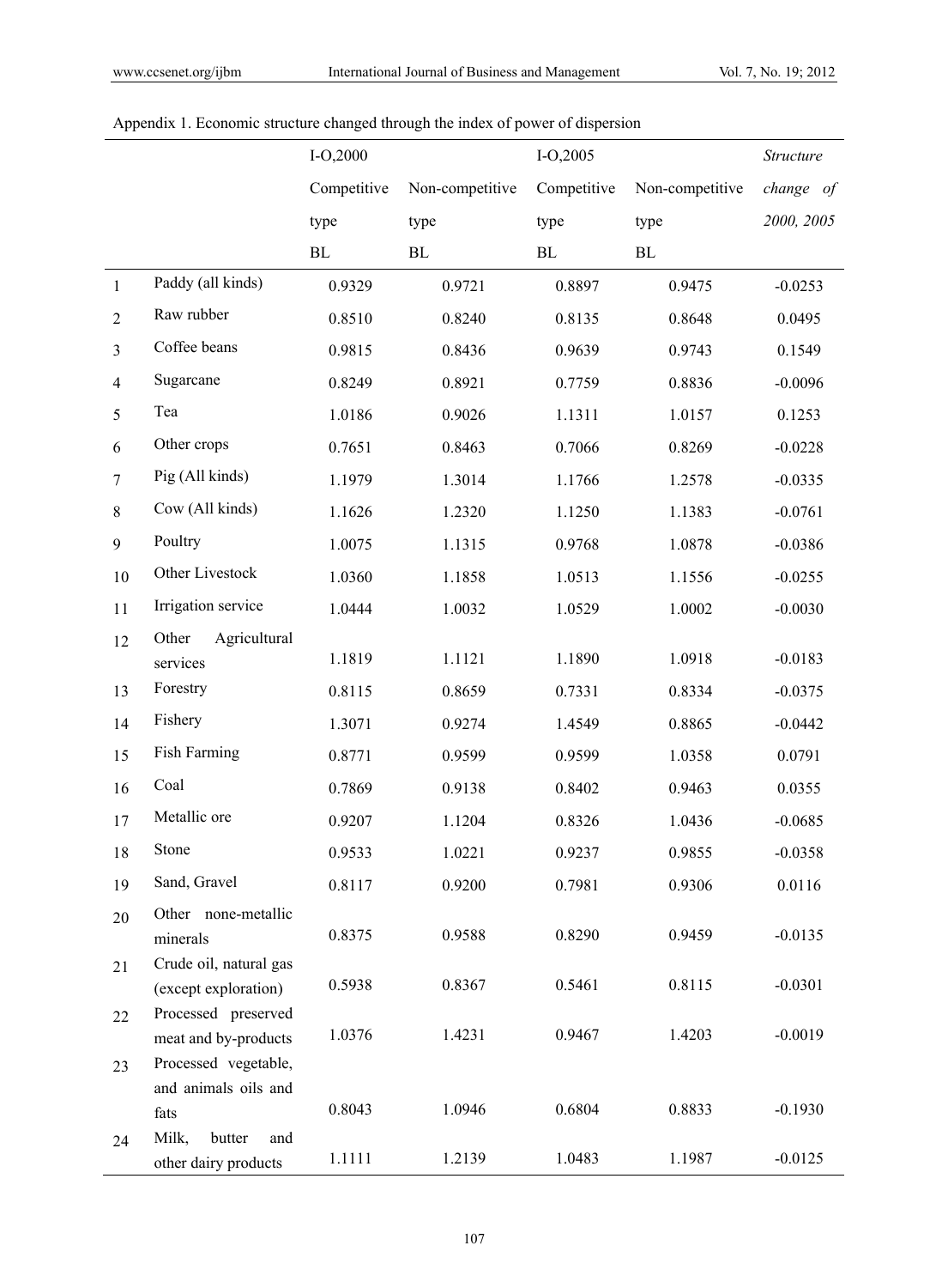Appendix 1. Economic structure changed through the index of power of dispersion

| | | I-O,2000 | | I-O,2005 | | *Structure change of 2000, 2005* |
|---|---|---|---|---|---|---|
| | | Competitive type BL | Non-competitive type BL | Competitive type BL | Non-competitive type BL | |
| 1 | Paddy (all kinds) | 0.9329 | 0.9721 | 0.8897 | 0.9475 | -0.0253 |
| 2 | Raw rubber | 0.8510 | 0.8240 | 0.8135 | 0.8648 | 0.0495 |
| 3 | Coffee beans | 0.9815 | 0.8436 | 0.9639 | 0.9743 | 0.1549 |
| 4 | Sugarcane | 0.8249 | 0.8921 | 0.7759 | 0.8836 | -0.0096 |
| 5 | Tea | 1.0186 | 0.9026 | 1.1311 | 1.0157 | 0.1253 |
| 6 | Other crops | 0.7651 | 0.8463 | 0.7066 | 0.8269 | -0.0228 |
| 7 | Pig (All kinds) | 1.1979 | 1.3014 | 1.1766 | 1.2578 | -0.0335 |
| 8 | Cow (All kinds) | 1.1626 | 1.2320 | 1.1250 | 1.1383 | -0.0761 |
| 9 | Poultry | 1.0075 | 1.1315 | 0.9768 | 1.0878 | -0.0386 |
| 10 | Other Livestock | 1.0360 | 1.1858 | 1.0513 | 1.1556 | -0.0255 |
| 11 | Irrigation service | 1.0444 | 1.0032 | 1.0529 | 1.0002 | -0.0030 |
| 12 | Other Agricultural services | 1.1819 | 1.1121 | 1.1890 | 1.0918 | -0.0183 |
| 13 | Forestry | 0.8115 | 0.8659 | 0.7331 | 0.8334 | -0.0375 |
| 14 | Fishery | 1.3071 | 0.9274 | 1.4549 | 0.8865 | -0.0442 |
| 15 | Fish Farming | 0.8771 | 0.9599 | 0.9599 | 1.0358 | 0.0791 |
| 16 | Coal | 0.7869 | 0.9138 | 0.8402 | 0.9463 | 0.0355 |
| 17 | Metallic ore | 0.9207 | 1.1204 | 0.8326 | 1.0436 | -0.0685 |
| 18 | Stone | 0.9533 | 1.0221 | 0.9237 | 0.9855 | -0.0358 |
| 19 | Sand, Gravel | 0.8117 | 0.9200 | 0.7981 | 0.9306 | 0.0116 |
| 20 | Other none-metallic minerals | 0.8375 | 0.9588 | 0.8290 | 0.9459 | -0.0135 |
| 21 | Crude oil, natural gas (except exploration) | 0.5938 | 0.8367 | 0.5461 | 0.8115 | -0.0301 |
| 22 | Processed preserved meat and by-products | 1.0376 | 1.4231 | 0.9467 | 1.4203 | -0.0019 |
| 23 | Processed vegetable, and animals oils and fats | 0.8043 | 1.0946 | 0.6804 | 0.8833 | -0.1930 |
| 24 | Milk, butter and other dairy products | 1.1111 | 1.2139 | 1.0483 | 1.1987 | -0.0125 |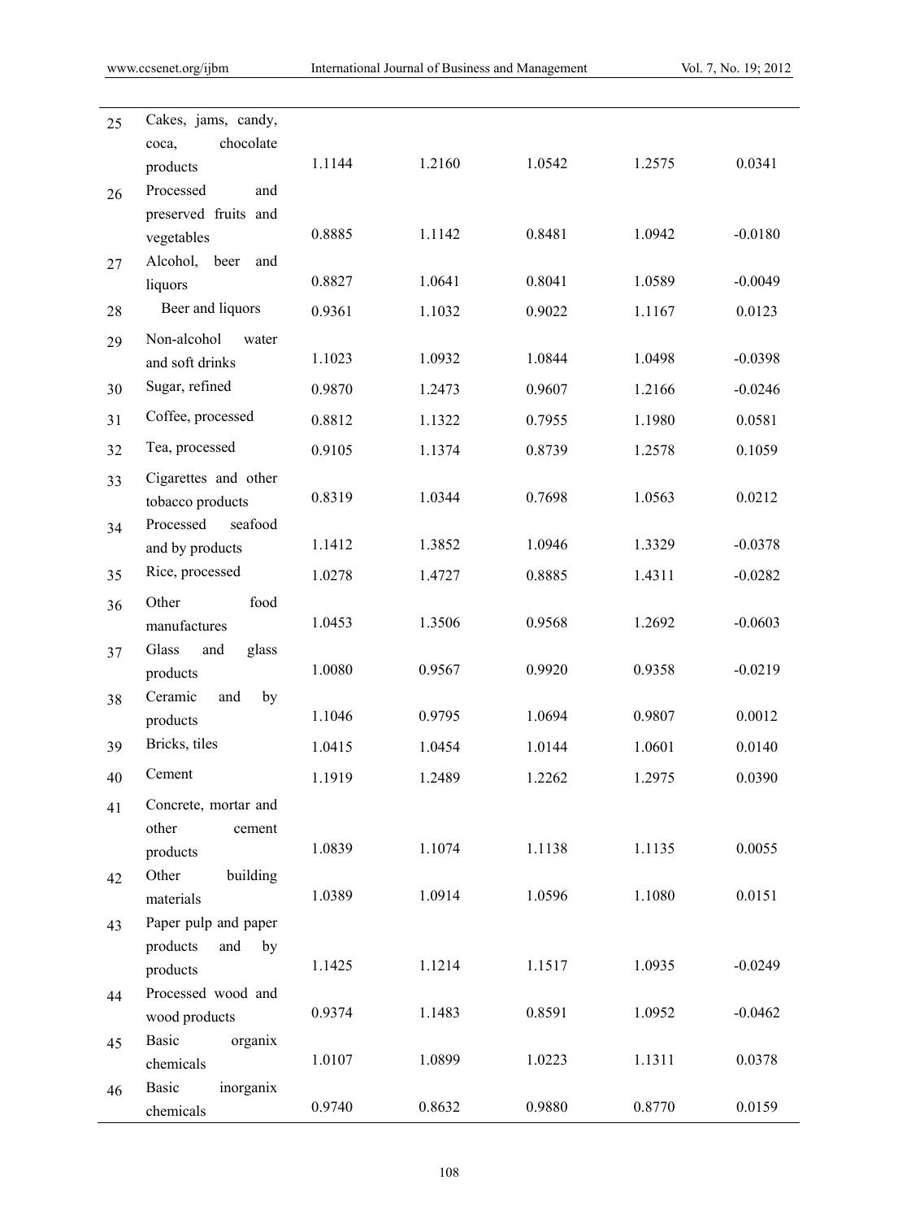| | | | | | | |
|---|---|---|---|---|---|---|
| 25 | Cakes, jams, candy, coca, chocolate products | 1.1144 | 1.2160 | 1.0542 | 1.2575 | 0.0341 |
| 26 | Processed and preserved fruits and vegetables | 0.8885 | 1.1142 | 0.8481 | 1.0942 | -0.0180 |
| 27 | Alcohol, beer and liquors | 0.8827 | 1.0641 | 0.8041 | 1.0589 | -0.0049 |
| 28 | Beer and liquors | 0.9361 | 1.1032 | 0.9022 | 1.1167 | 0.0123 |
| 29 | Non-alcohol water and soft drinks | 1.1023 | 1.0932 | 1.0844 | 1.0498 | -0.0398 |
| 30 | Sugar, refined | 0.9870 | 1.2473 | 0.9607 | 1.2166 | -0.0246 |
| 31 | Coffee, processed | 0.8812 | 1.1322 | 0.7955 | 1.1980 | 0.0581 |
| 32 | Tea, processed | 0.9105 | 1.1374 | 0.8739 | 1.2578 | 0.1059 |
| 33 | Cigarettes and other tobacco products | 0.8319 | 1.0344 | 0.7698 | 1.0563 | 0.0212 |
| 34 | Processed seafood and by products | 1.1412 | 1.3852 | 1.0946 | 1.3329 | -0.0378 |
| 35 | Rice, processed | 1.0278 | 1.4727 | 0.8885 | 1.4311 | -0.0282 |
| 36 | Other food manufactures | 1.0453 | 1.3506 | 0.9568 | 1.2692 | -0.0603 |
| 37 | Glass and glass products | 1.0080 | 0.9567 | 0.9920 | 0.9358 | -0.0219 |
| 38 | Ceramic and by products | 1.1046 | 0.9795 | 1.0694 | 0.9807 | 0.0012 |
| 39 | Bricks, tiles | 1.0415 | 1.0454 | 1.0144 | 1.0601 | 0.0140 |
| 40 | Cement | 1.1919 | 1.2489 | 1.2262 | 1.2975 | 0.0390 |
| 41 | Concrete, mortar and other cement products | 1.0839 | 1.1074 | 1.1138 | 1.1135 | 0.0055 |
| 42 | Other building materials | 1.0389 | 1.0914 | 1.0596 | 1.1080 | 0.0151 |
| 43 | Paper pulp and paper products and by products | 1.1425 | 1.1214 | 1.1517 | 1.0935 | -0.0249 |
| 44 | Processed wood and wood products | 0.9374 | 1.1483 | 0.8591 | 1.0952 | -0.0462 |
| 45 | Basic organix chemicals | 1.0107 | 1.0899 | 1.0223 | 1.1311 | 0.0378 |
| 46 | Basic inorganix chemicals | 0.9740 | 0.8632 | 0.9880 | 0.8770 | 0.0159 |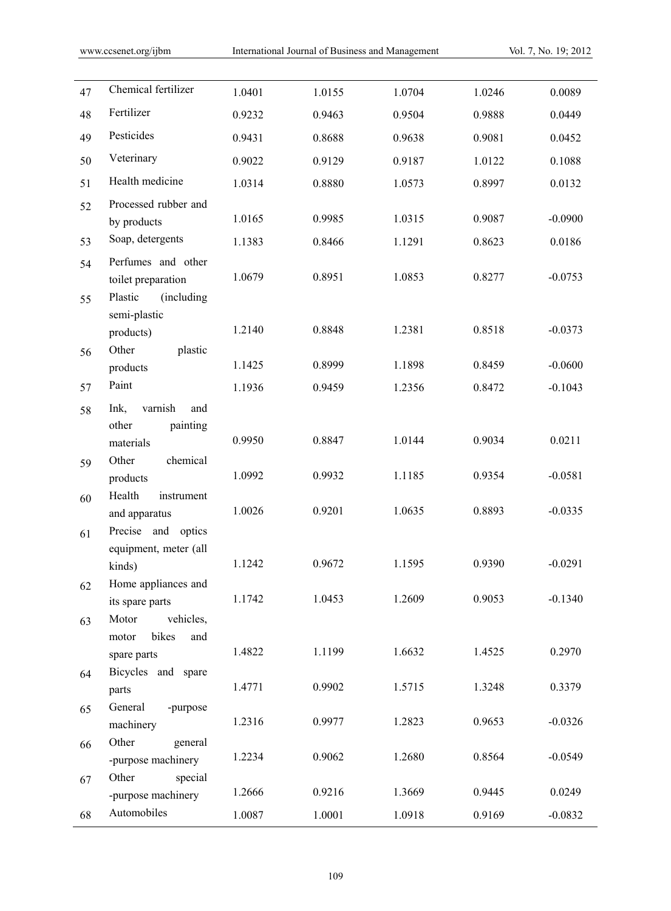| | | | | | | |
|---|---|---|---|---|---|---|
| 47 | Chemical fertilizer | 1.0401 | 1.0155 | 1.0704 | 1.0246 | 0.0089 |
| 48 | Fertilizer | 0.9232 | 0.9463 | 0.9504 | 0.9888 | 0.0449 |
| 49 | Pesticides | 0.9431 | 0.8688 | 0.9638 | 0.9081 | 0.0452 |
| 50 | Veterinary | 0.9022 | 0.9129 | 0.9187 | 1.0122 | 0.1088 |
| 51 | Health medicine | 1.0314 | 0.8880 | 1.0573 | 0.8997 | 0.0132 |
| 52 | Processed rubber and by products | 1.0165 | 0.9985 | 1.0315 | 0.9087 | -0.0900 |
| 53 | Soap, detergents | 1.1383 | 0.8466 | 1.1291 | 0.8623 | 0.0186 |
| 54 | Perfumes and other toilet preparation | 1.0679 | 0.8951 | 1.0853 | 0.8277 | -0.0753 |
| 55 | Plastic (including semi-plastic products) | 1.2140 | 0.8848 | 1.2381 | 0.8518 | -0.0373 |
| 56 | Other plastic products | 1.1425 | 0.8999 | 1.1898 | 0.8459 | -0.0600 |
| 57 | Paint | 1.1936 | 0.9459 | 1.2356 | 0.8472 | -0.1043 |
| 58 | Ink, varnish and other painting materials | 0.9950 | 0.8847 | 1.0144 | 0.9034 | 0.0211 |
| 59 | Other chemical products | 1.0992 | 0.9932 | 1.1185 | 0.9354 | -0.0581 |
| 60 | Health instrument and apparatus | 1.0026 | 0.9201 | 1.0635 | 0.8893 | -0.0335 |
| 61 | Precise and optics equipment, meter (all kinds) | 1.1242 | 0.9672 | 1.1595 | 0.9390 | -0.0291 |
| 62 | Home appliances and its spare parts | 1.1742 | 1.0453 | 1.2609 | 0.9053 | -0.1340 |
| 63 | Motor vehicles, motor bikes and spare parts | 1.4822 | 1.1199 | 1.6632 | 1.4525 | 0.2970 |
| 64 | Bicycles and spare parts | 1.4771 | 0.9902 | 1.5715 | 1.3248 | 0.3379 |
| 65 | General -purpose machinery | 1.2316 | 0.9977 | 1.2823 | 0.9653 | -0.0326 |
| 66 | Other general -purpose machinery | 1.2234 | 0.9062 | 1.2680 | 0.8564 | -0.0549 |
| 67 | Other special -purpose machinery | 1.2666 | 0.9216 | 1.3669 | 0.9445 | 0.0249 |
| 68 | Automobiles | 1.0087 | 1.0001 | 1.0918 | 0.9169 | -0.0832 |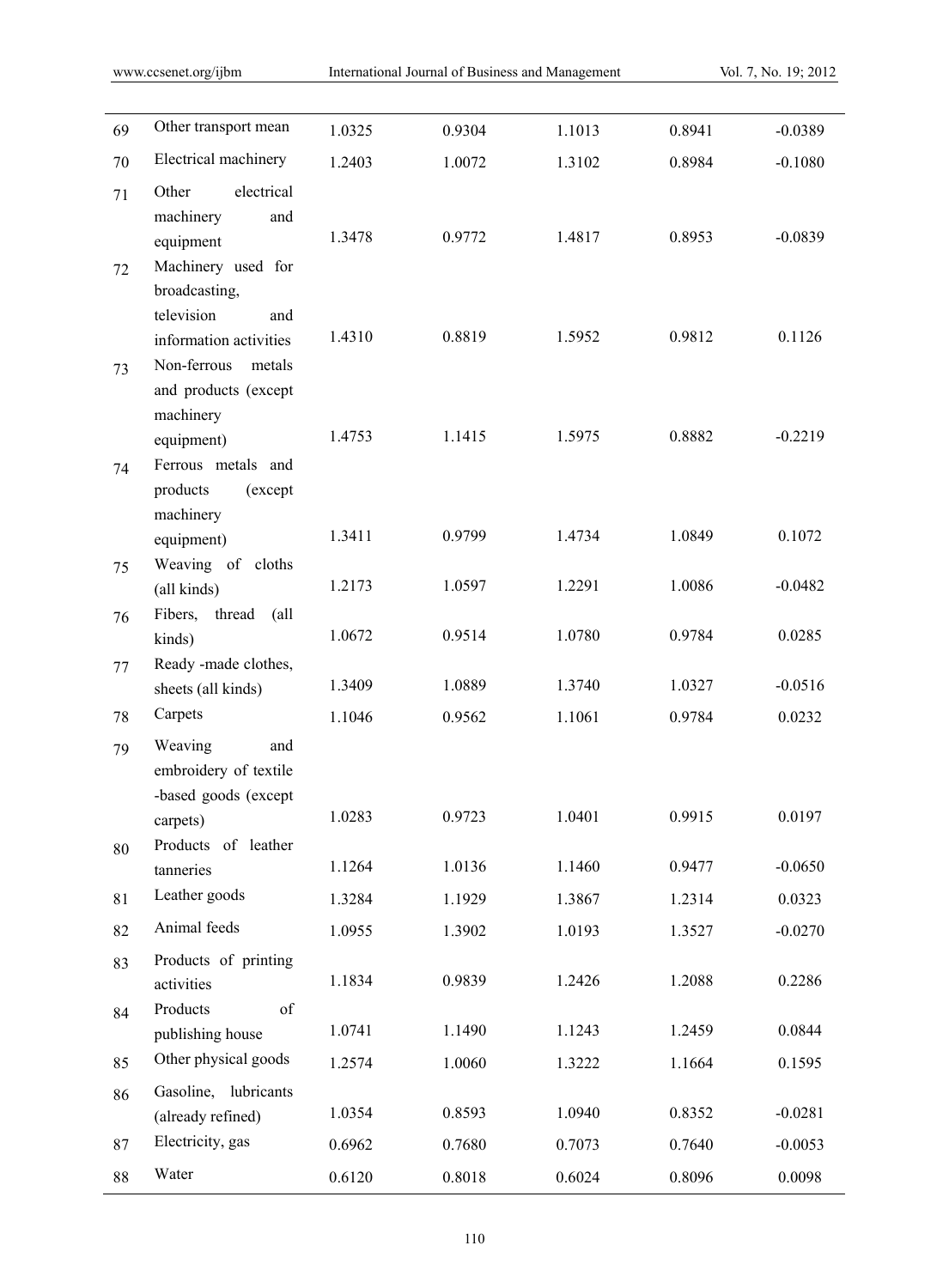| | | | | | | |
|---|---|---|---|---|---|---|
| 69 | Other transport mean | 1.0325 | 0.9304 | 1.1013 | 0.8941 | -0.0389 |
| 70 | Electrical machinery | 1.2403 | 1.0072 | 1.3102 | 0.8984 | -0.1080 |
| 71 | Other electrical machinery and equipment | 1.3478 | 0.9772 | 1.4817 | 0.8953 | -0.0839 |
| 72 | Machinery used for broadcasting, television and information activities | 1.4310 | 0.8819 | 1.5952 | 0.9812 | 0.1126 |
| 73 | Non-ferrous metals and products (except machinery equipment) | 1.4753 | 1.1415 | 1.5975 | 0.8882 | -0.2219 |
| 74 | Ferrous metals and products (except machinery equipment) | 1.3411 | 0.9799 | 1.4734 | 1.0849 | 0.1072 |
| 75 | Weaving of cloths (all kinds) | 1.2173 | 1.0597 | 1.2291 | 1.0086 | -0.0482 |
| 76 | Fibers, thread (all kinds) | 1.0672 | 0.9514 | 1.0780 | 0.9784 | 0.0285 |
| 77 | Ready -made clothes, sheets (all kinds) | 1.3409 | 1.0889 | 1.3740 | 1.0327 | -0.0516 |
| 78 | Carpets | 1.1046 | 0.9562 | 1.1061 | 0.9784 | 0.0232 |
| 79 | Weaving and embroidery of textile -based goods (except carpets) | 1.0283 | 0.9723 | 1.0401 | 0.9915 | 0.0197 |
| 80 | Products of leather tanneries | 1.1264 | 1.0136 | 1.1460 | 0.9477 | -0.0650 |
| 81 | Leather goods | 1.3284 | 1.1929 | 1.3867 | 1.2314 | 0.0323 |
| 82 | Animal feeds | 1.0955 | 1.3902 | 1.0193 | 1.3527 | -0.0270 |
| 83 | Products of printing activities | 1.1834 | 0.9839 | 1.2426 | 1.2088 | 0.2286 |
| 84 | Products of publishing house | 1.0741 | 1.1490 | 1.1243 | 1.2459 | 0.0844 |
| 85 | Other physical goods | 1.2574 | 1.0060 | 1.3222 | 1.1664 | 0.1595 |
| 86 | Gasoline, lubricants (already refined) | 1.0354 | 0.8593 | 1.0940 | 0.8352 | -0.0281 |
| 87 | Electricity, gas | 0.6962 | 0.7680 | 0.7073 | 0.7640 | -0.0053 |
| 88 | Water | 0.6120 | 0.8018 | 0.6024 | 0.8096 | 0.0098 |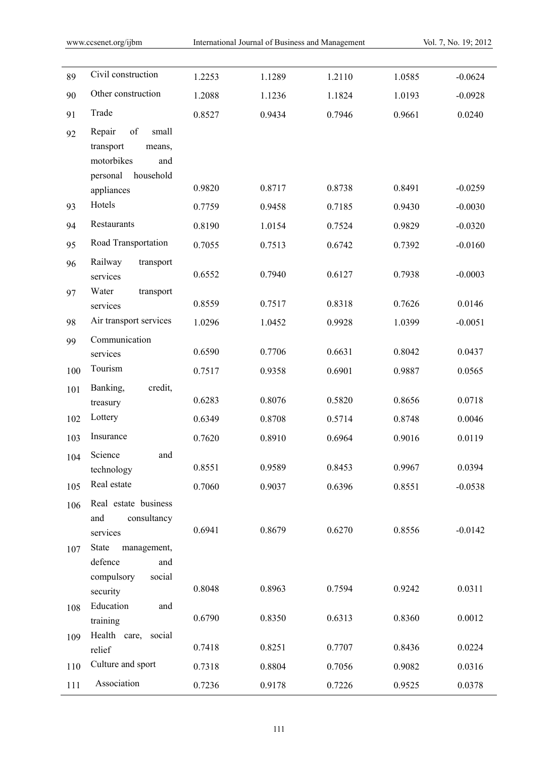| | | | | | | |
|---|---|---|---|---|---|---|
| 89 | Civil construction | 1.2253 | 1.1289 | 1.2110 | 1.0585 | -0.0624 |
| 90 | Other construction | 1.2088 | 1.1236 | 1.1824 | 1.0193 | -0.0928 |
| 91 | Trade | 0.8527 | 0.9434 | 0.7946 | 0.9661 | 0.0240 |
| 92 | Repair of small transport means, motorbikes and personal household appliances | 0.9820 | 0.8717 | 0.8738 | 0.8491 | -0.0259 |
| 93 | Hotels | 0.7759 | 0.9458 | 0.7185 | 0.9430 | -0.0030 |
| 94 | Restaurants | 0.8190 | 1.0154 | 0.7524 | 0.9829 | -0.0320 |
| 95 | Road Transportation | 0.7055 | 0.7513 | 0.6742 | 0.7392 | -0.0160 |
| 96 | Railway transport services | 0.6552 | 0.7940 | 0.6127 | 0.7938 | -0.0003 |
| 97 | Water transport services | 0.8559 | 0.7517 | 0.8318 | 0.7626 | 0.0146 |
| 98 | Air transport services | 1.0296 | 1.0452 | 0.9928 | 1.0399 | -0.0051 |
| 99 | Communication services | 0.6590 | 0.7706 | 0.6631 | 0.8042 | 0.0437 |
| 100 | Tourism | 0.7517 | 0.9358 | 0.6901 | 0.9887 | 0.0565 |
| 101 | Banking, credit, treasury | 0.6283 | 0.8076 | 0.5820 | 0.8656 | 0.0718 |
| 102 | Lottery | 0.6349 | 0.8708 | 0.5714 | 0.8748 | 0.0046 |
| 103 | Insurance | 0.7620 | 0.8910 | 0.6964 | 0.9016 | 0.0119 |
| 104 | Science and technology | 0.8551 | 0.9589 | 0.8453 | 0.9967 | 0.0394 |
| 105 | Real estate | 0.7060 | 0.9037 | 0.6396 | 0.8551 | -0.0538 |
| 106 | Real estate business and consultancy services | 0.6941 | 0.8679 | 0.6270 | 0.8556 | -0.0142 |
| 107 | State management, defence and compulsory social security | 0.8048 | 0.8963 | 0.7594 | 0.9242 | 0.0311 |
| 108 | Education and training | 0.6790 | 0.8350 | 0.6313 | 0.8360 | 0.0012 |
| 109 | Health care, social relief | 0.7418 | 0.8251 | 0.7707 | 0.8436 | 0.0224 |
| 110 | Culture and sport | 0.7318 | 0.8804 | 0.7056 | 0.9082 | 0.0316 |
| 111 | Association | 0.7236 | 0.9178 | 0.7226 | 0.9525 | 0.0378 |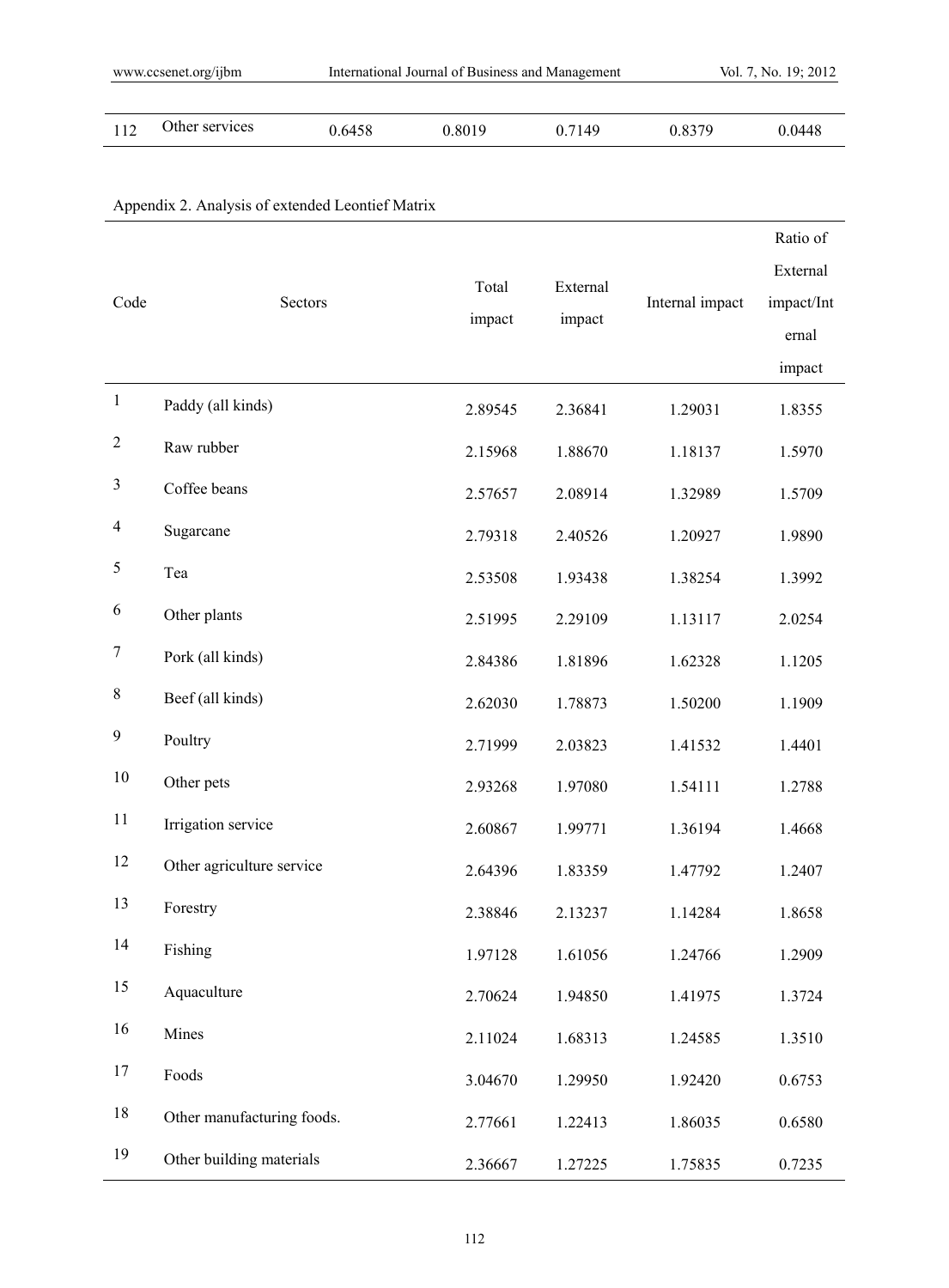| 112 | Other services | 0.6458 | 0.8019 | 0.7149 | 0.8379 | 0.0448 |
|---|---|---|---|---|---|---|

Appendix 2. Analysis of extended Leontief Matrix

| Code | Sectors | Total impact | External impact | Internal impact | Ratio of External impact/Internal impact |
|---|---|---|---|---|---|
| 1 | Paddy (all kinds) | 2.89545 | 2.36841 | 1.29031 | 1.8355 |
| 2 | Raw rubber | 2.15968 | 1.88670 | 1.18137 | 1.5970 |
| 3 | Coffee beans | 2.57657 | 2.08914 | 1.32989 | 1.5709 |
| 4 | Sugarcane | 2.79318 | 2.40526 | 1.20927 | 1.9890 |
| 5 | Tea | 2.53508 | 1.93438 | 1.38254 | 1.3992 |
| 6 | Other plants | 2.51995 | 2.29109 | 1.13117 | 2.0254 |
| 7 | Pork (all kinds) | 2.84386 | 1.81896 | 1.62328 | 1.1205 |
| 8 | Beef (all kinds) | 2.62030 | 1.78873 | 1.50200 | 1.1909 |
| 9 | Poultry | 2.71999 | 2.03823 | 1.41532 | 1.4401 |
| 10 | Other pets | 2.93268 | 1.97080 | 1.54111 | 1.2788 |
| 11 | Irrigation service | 2.60867 | 1.99771 | 1.36194 | 1.4668 |
| 12 | Other agriculture service | 2.64396 | 1.83359 | 1.47792 | 1.2407 |
| 13 | Forestry | 2.38846 | 2.13237 | 1.14284 | 1.8658 |
| 14 | Fishing | 1.97128 | 1.61056 | 1.24766 | 1.2909 |
| 15 | Aquaculture | 2.70624 | 1.94850 | 1.41975 | 1.3724 |
| 16 | Mines | 2.11024 | 1.68313 | 1.24585 | 1.3510 |
| 17 | Foods | 3.04670 | 1.29950 | 1.92420 | 0.6753 |
| 18 | Other manufacturing foods. | 2.77661 | 1.22413 | 1.86035 | 0.6580 |
| 19 | Other building materials | 2.36667 | 1.27225 | 1.75835 | 0.7235 |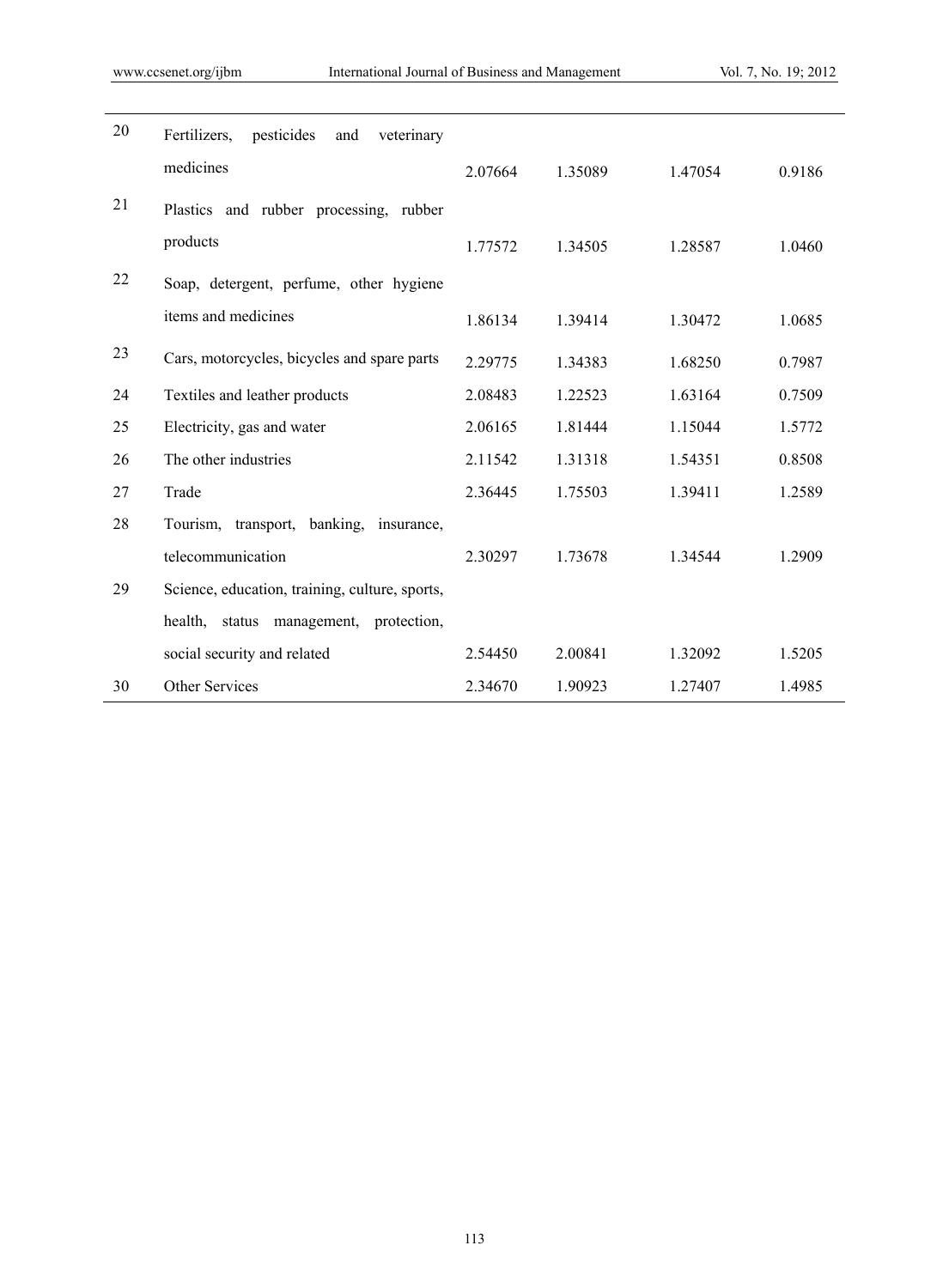| | | | | | |
|---|---|---|---|---|---|
| 20 | Fertilizers, pesticides and veterinary medicines | 2.07664 | 1.35089 | 1.47054 | 0.9186 |
| 21 | Plastics and rubber processing, rubber products | 1.77572 | 1.34505 | 1.28587 | 1.0460 |
| 22 | Soap, detergent, perfume, other hygiene items and medicines | 1.86134 | 1.39414 | 1.30472 | 1.0685 |
| 23 | Cars, motorcycles, bicycles and spare parts | 2.29775 | 1.34383 | 1.68250 | 0.7987 |
| 24 | Textiles and leather products | 2.08483 | 1.22523 | 1.63164 | 0.7509 |
| 25 | Electricity, gas and water | 2.06165 | 1.81444 | 1.15044 | 1.5772 |
| 26 | The other industries | 2.11542 | 1.31318 | 1.54351 | 0.8508 |
| 27 | Trade | 2.36445 | 1.75503 | 1.39411 | 1.2589 |
| 28 | Tourism, transport, banking, insurance, telecommunication | 2.30297 | 1.73678 | 1.34544 | 1.2909 |
| 29 | Science, education, training, culture, sports, health, status management, protection, social security and related | 2.54450 | 2.00841 | 1.32092 | 1.5205 |
| 30 | Other Services | 2.34670 | 1.90923 | 1.27407 | 1.4985 |